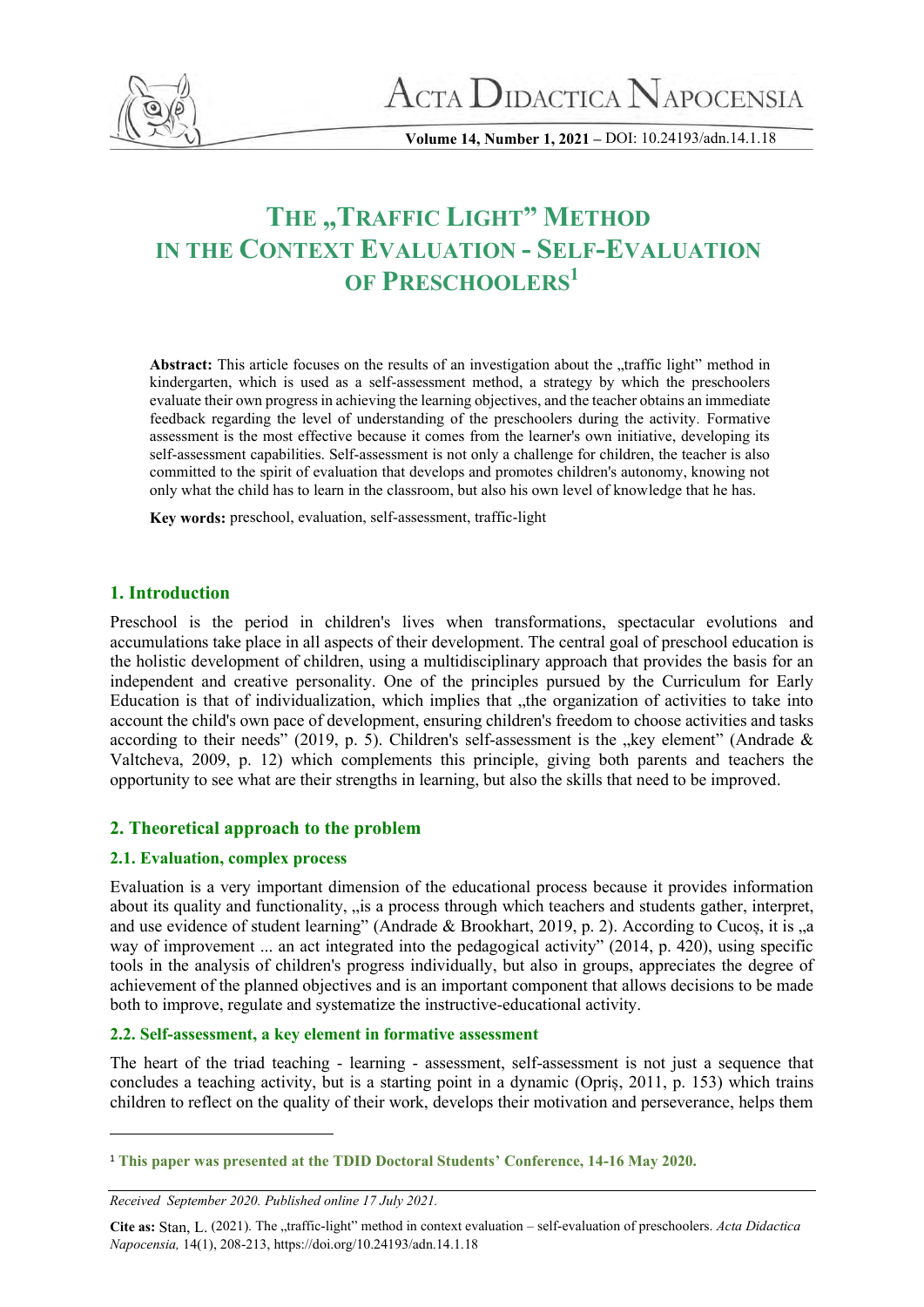# THE „TRAFFIC LIGHT" METHOD IN THE CONTEXT EVALUATION - SELF-EVALUATION OF PRESCHOOLERS[1]

**Abstract:** This article focuses on the results of an investigation about the „traffic light" method in kindergarten, which is used as a self-assessment method, a strategy by which the preschoolers evaluate their own progress in achieving the learning objectives, and the teacher obtains an immediate feedback regarding the level of understanding of the preschoolers during the activity. Formative assessment is the most effective because it comes from the learner's own initiative, developing its self-assessment capabilities. Self-assessment is not only a challenge for children, the teacher is also committed to the spirit of evaluation that develops and promotes children's autonomy, knowing not only what the child has to learn in the classroom, but also his own level of knowledge that he has.

**Key words:** preschool, evaluation, self-assessment, traffic-light

## 1. Introduction

Preschool is the period in children's lives when transformations, spectacular evolutions and accumulations take place in all aspects of their development. The central goal of preschool education is the holistic development of children, using a multidisciplinary approach that provides the basis for an independent and creative personality. One of the principles pursued by the Curriculum for Early Education is that of individualization, which implies that „the organization of activities to take into account the child's own pace of development, ensuring children's freedom to choose activities and tasks according to their needs" (2019, p. 5). Children's self-assessment is the „key element" (Andrade & Valtcheva, 2009, p. 12) which complements this principle, giving both parents and teachers the opportunity to see what are their strengths in learning, but also the skills that need to be improved.

## 2. Theoretical approach to the problem

### 2.1. Evaluation, complex process

Evaluation is a very important dimension of the educational process because it provides information about its quality and functionality, „is a process through which teachers and students gather, interpret, and use evidence of student learning" (Andrade & Brookhart, 2019, p. 2). According to Cucoş, it is „a way of improvement ... an act integrated into the pedagogical activity" (2014, p. 420), using specific tools in the analysis of children's progress individually, but also in groups, appreciates the degree of achievement of the planned objectives and is an important component that allows decisions to be made both to improve, regulate and systematize the instructive-educational activity.

### 2.2. Self-assessment, a key element in formative assessment

The heart of the triad teaching - learning - assessment, self-assessment is not just a sequence that concludes a teaching activity, but is a starting point in a dynamic (Opriş, 2011, p. 153) which trains children to reflect on the quality of their work, develops their motivation and perseverance, helps them

---

[1] **This paper was presented at the TDID Doctoral Students' Conference, 14-16 May 2020.**

*Received September 2020. Published online 17 July 2021.*

**Cite as:** Stan, L. (2021). The „traffic-light" method in context evaluation – self-evaluation of preschoolers. *Acta Didactica Napocensia,* 14(1), 208-213, https://doi.org/10.24193/adn.14.1.18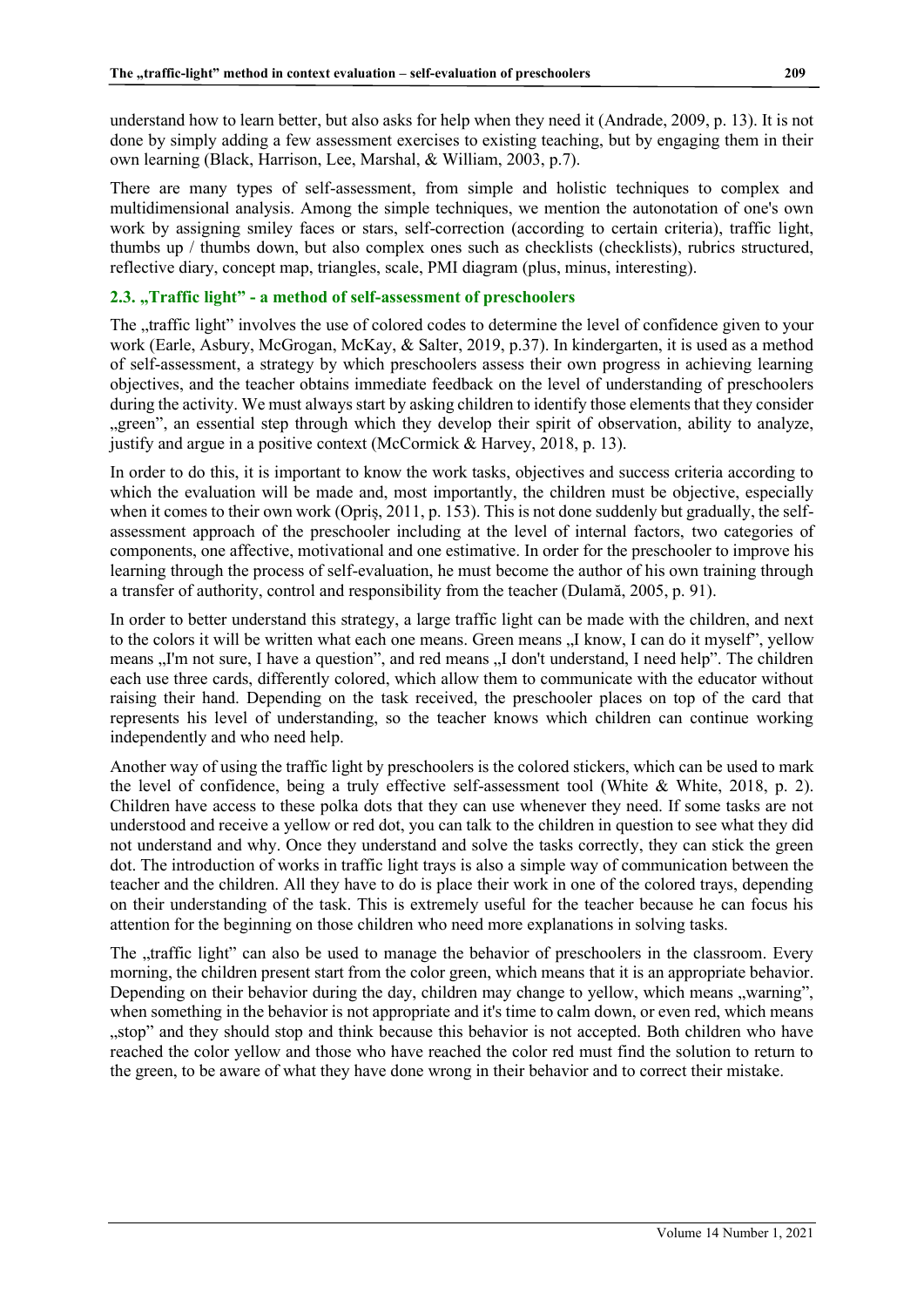understand how to learn better, but also asks for help when they need it (Andrade, 2009, p. 13). It is not done by simply adding a few assessment exercises to existing teaching, but by engaging them in their own learning (Black, Harrison, Lee, Marshal, & William, 2003, p.7).

There are many types of self-assessment, from simple and holistic techniques to complex and multidimensional analysis. Among the simple techniques, we mention the autonotation of one's own work by assigning smiley faces or stars, self-correction (according to certain criteria), traffic light, thumbs up / thumbs down, but also complex ones such as checklists (checklists), rubrics structured, reflective diary, concept map, triangles, scale, PMI diagram (plus, minus, interesting).

## 2.3. „Traffic light" - a method of self-assessment of preschoolers

The „traffic light" involves the use of colored codes to determine the level of confidence given to your work (Earle, Asbury, McGrogan, McKay, & Salter, 2019, p.37). In kindergarten, it is used as a method of self-assessment, a strategy by which preschoolers assess their own progress in achieving learning objectives, and the teacher obtains immediate feedback on the level of understanding of preschoolers during the activity. We must always start by asking children to identify those elements that they consider „green", an essential step through which they develop their spirit of observation, ability to analyze, justify and argue in a positive context (McCormick & Harvey, 2018, p. 13).

In order to do this, it is important to know the work tasks, objectives and success criteria according to which the evaluation will be made and, most importantly, the children must be objective, especially when it comes to their own work (Opriș, 2011, p. 153). This is not done suddenly but gradually, the self-assessment approach of the preschooler including at the level of internal factors, two categories of components, one affective, motivational and one estimative. In order for the preschooler to improve his learning through the process of self-evaluation, he must become the author of his own training through a transfer of authority, control and responsibility from the teacher (Dulamă, 2005, p. 91).

In order to better understand this strategy, a large traffic light can be made with the children, and next to the colors it will be written what each one means. Green means „I know, I can do it myself", yellow means „I'm not sure, I have a question", and red means „I don't understand, I need help". The children each use three cards, differently colored, which allow them to communicate with the educator without raising their hand. Depending on the task received, the preschooler places on top of the card that represents his level of understanding, so the teacher knows which children can continue working independently and who need help.

Another way of using the traffic light by preschoolers is the colored stickers, which can be used to mark the level of confidence, being a truly effective self-assessment tool (White & White, 2018, p. 2). Children have access to these polka dots that they can use whenever they need. If some tasks are not understood and receive a yellow or red dot, you can talk to the children in question to see what they did not understand and why. Once they understand and solve the tasks correctly, they can stick the green dot. The introduction of works in traffic light trays is also a simple way of communication between the teacher and the children. All they have to do is place their work in one of the colored trays, depending on their understanding of the task. This is extremely useful for the teacher because he can focus his attention for the beginning on those children who need more explanations in solving tasks.

The „traffic light" can also be used to manage the behavior of preschoolers in the classroom. Every morning, the children present start from the color green, which means that it is an appropriate behavior. Depending on their behavior during the day, children may change to yellow, which means „warning", when something in the behavior is not appropriate and it's time to calm down, or even red, which means „stop" and they should stop and think because this behavior is not accepted. Both children who have reached the color yellow and those who have reached the color red must find the solution to return to the green, to be aware of what they have done wrong in their behavior and to correct their mistake.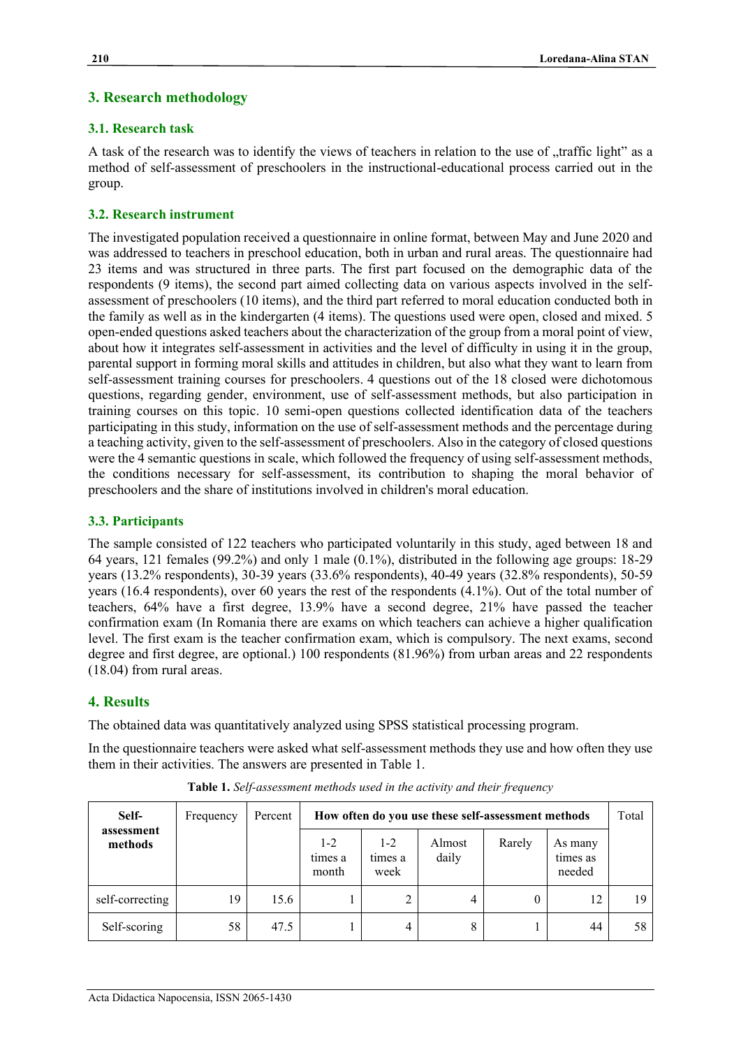## 3. Research methodology

### 3.1. Research task

A task of the research was to identify the views of teachers in relation to the use of „traffic light" as a method of self-assessment of preschoolers in the instructional-educational process carried out in the group.

### 3.2. Research instrument

The investigated population received a questionnaire in online format, between May and June 2020 and was addressed to teachers in preschool education, both in urban and rural areas. The questionnaire had 23 items and was structured in three parts. The first part focused on the demographic data of the respondents (9 items), the second part aimed collecting data on various aspects involved in the self-assessment of preschoolers (10 items), and the third part referred to moral education conducted both in the family as well as in the kindergarten (4 items). The questions used were open, closed and mixed. 5 open-ended questions asked teachers about the characterization of the group from a moral point of view, about how it integrates self-assessment in activities and the level of difficulty in using it in the group, parental support in forming moral skills and attitudes in children, but also what they want to learn from self-assessment training courses for preschoolers. 4 questions out of the 18 closed were dichotomous questions, regarding gender, environment, use of self-assessment methods, but also participation in training courses on this topic. 10 semi-open questions collected identification data of the teachers participating in this study, information on the use of self-assessment methods and the percentage during a teaching activity, given to the self-assessment of preschoolers. Also in the category of closed questions were the 4 semantic questions in scale, which followed the frequency of using self-assessment methods, the conditions necessary for self-assessment, its contribution to shaping the moral behavior of preschoolers and the share of institutions involved in children's moral education.

### 3.3. Participants

The sample consisted of 122 teachers who participated voluntarily in this study, aged between 18 and 64 years, 121 females (99.2%) and only 1 male (0.1%), distributed in the following age groups: 18-29 years (13.2% respondents), 30-39 years (33.6% respondents), 40-49 years (32.8% respondents), 50-59 years (16.4 respondents), over 60 years the rest of the respondents (4.1%). Out of the total number of teachers, 64% have a first degree, 13.9% have a second degree, 21% have passed the teacher confirmation exam (In Romania there are exams on which teachers can achieve a higher qualification level. The first exam is the teacher confirmation exam, which is compulsory. The next exams, second degree and first degree, are optional.) 100 respondents (81.96%) from urban areas and 22 respondents (18.04) from rural areas.

## 4. Results

The obtained data was quantitatively analyzed using SPSS statistical processing program.

In the questionnaire teachers were asked what self-assessment methods they use and how often they use them in their activities. The answers are presented in Table 1.

**Table 1.** *Self-assessment methods used in the activity and their frequency*

| Self-assessment methods | Frequency | Percent | How often do you use these self-assessment methods | | | | | Total |
|---|---|---|---|---|---|---|---|---|
| | | | 1-2 times a month | 1-2 times a week | Almost daily | Rarely | As many times as needed | |
| self-correcting | 19 | 15.6 | 1 | 2 | 4 | 0 | 12 | 19 |
| Self-scoring | 58 | 47.5 | 1 | 4 | 8 | 1 | 44 | 58 |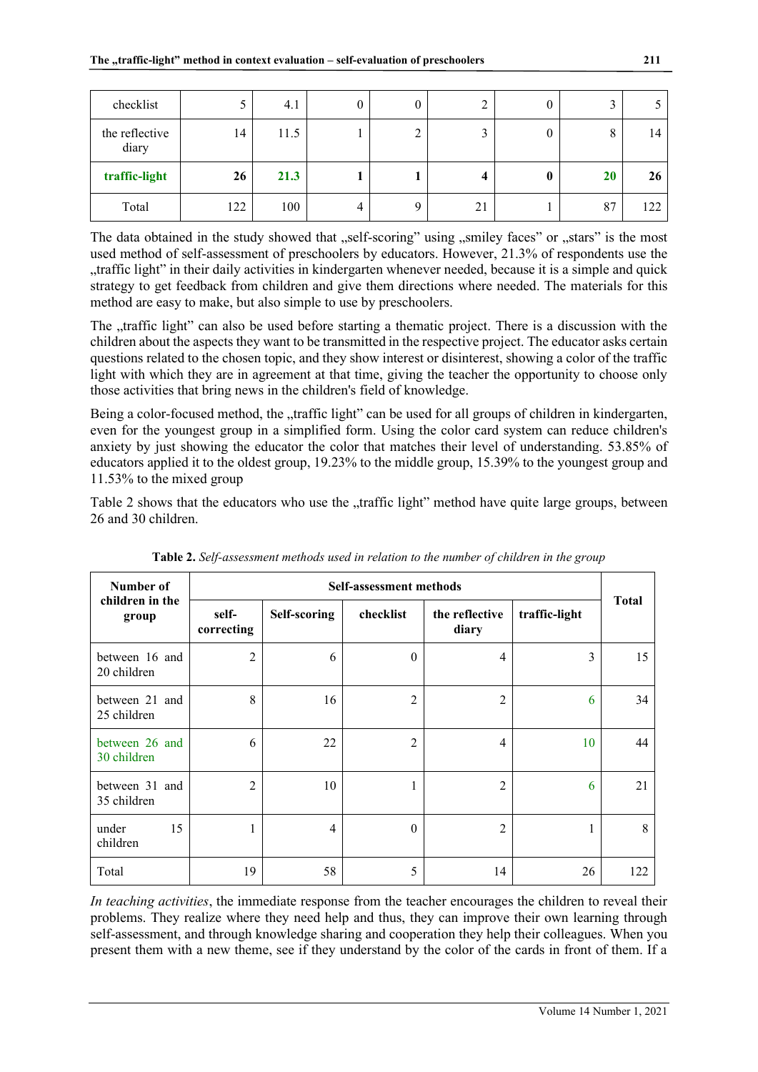| checklist | 5 | 4.1 | 0 | 0 | 2 | 0 | 3 | 5 |
|---|---|---|---|---|---|---|---|---|
| the reflective diary | 14 | 11.5 | 1 | 2 | 3 | 0 | 8 | 14 |
| **traffic-light** | **26** | **21.3** | **1** | **1** | **4** | **0** | **20** | **26** |
| Total | 122 | 100 | 4 | 9 | 21 | 1 | 87 | 122 |

The data obtained in the study showed that „self-scoring" using „smiley faces" or „stars" is the most used method of self-assessment of preschoolers by educators. However, 21.3% of respondents use the „traffic light" in their daily activities in kindergarten whenever needed, because it is a simple and quick strategy to get feedback from children and give them directions where needed. The materials for this method are easy to make, but also simple to use by preschoolers.

The „traffic light" can also be used before starting a thematic project. There is a discussion with the children about the aspects they want to be transmitted in the respective project. The educator asks certain questions related to the chosen topic, and they show interest or disinterest, showing a color of the traffic light with which they are in agreement at that time, giving the teacher the opportunity to choose only those activities that bring news in the children's field of knowledge.

Being a color-focused method, the „traffic light" can be used for all groups of children in kindergarten, even for the youngest group in a simplified form. Using the color card system can reduce children's anxiety by just showing the educator the color that matches their level of understanding. 53.85% of educators applied it to the oldest group, 19.23% to the middle group, 15.39% to the youngest group and 11.53% to the mixed group

Table 2 shows that the educators who use the „traffic light" method have quite large groups, between 26 and 30 children.

**Table 2.** *Self-assessment methods used in relation to the number of children in the group*

| Number of children in the group | Self-assessment methods | | | | | Total |
|---|---|---|---|---|---|---|
| | self-correcting | Self-scoring | checklist | the reflective diary | traffic-light | |
| between 16 and 20 children | 2 | 6 | 0 | 4 | 3 | 15 |
| between 21 and 25 children | 8 | 16 | 2 | 2 | 6 | 34 |
| between 26 and 30 children | 6 | 22 | 2 | 4 | 10 | 44 |
| between 31 and 35 children | 2 | 10 | 1 | 2 | 6 | 21 |
| under 15 children | 1 | 4 | 0 | 2 | 1 | 8 |
| Total | 19 | 58 | 5 | 14 | 26 | 122 |

*In teaching activities*, the immediate response from the teacher encourages the children to reveal their problems. They realize where they need help and thus, they can improve their own learning through self-assessment, and through knowledge sharing and cooperation they help their colleagues. When you present them with a new theme, see if they understand by the color of the cards in front of them. If a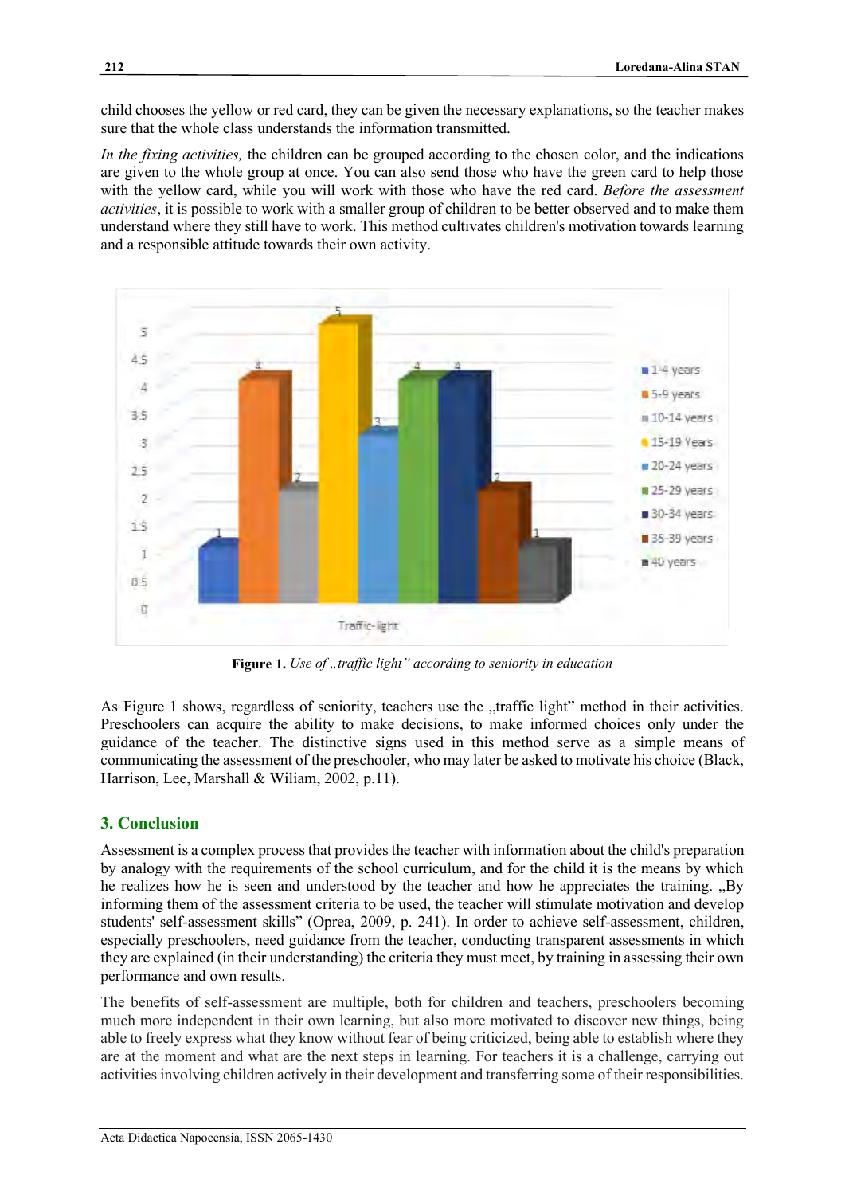child chooses the yellow or red card, they can be given the necessary explanations, so the teacher makes sure that the whole class understands the information transmitted.

*In the fixing activities,* the children can be grouped according to the chosen color, and the indications are given to the whole group at once. You can also send those who have the green card to help those with the yellow card, while you will work with those who have the red card. *Before the assessment activities*, it is possible to work with a smaller group of children to be better observed and to make them understand where they still have to work. This method cultivates children's motivation towards learning and a responsible attitude towards their own activity.

**Figure 1.** *Use of „traffic light" according to seniority in education*

As Figure 1 shows, regardless of seniority, teachers use the „traffic light" method in their activities. Preschoolers can acquire the ability to make decisions, to make informed choices only under the guidance of the teacher. The distinctive signs used in this method serve as a simple means of communicating the assessment of the preschooler, who may later be asked to motivate his choice (Black, Harrison, Lee, Marshall & Wiliam, 2002, p.11).

## 3. Conclusion

Assessment is a complex process that provides the teacher with information about the child's preparation by analogy with the requirements of the school curriculum, and for the child it is the means by which he realizes how he is seen and understood by the teacher and how he appreciates the training. „By informing them of the assessment criteria to be used, the teacher will stimulate motivation and develop students' self-assessment skills" (Oprea, 2009, p. 241). In order to achieve self-assessment, children, especially preschoolers, need guidance from the teacher, conducting transparent assessments in which they are explained (in their understanding) the criteria they must meet, by training in assessing their own performance and own results.

The benefits of self-assessment are multiple, both for children and teachers, preschoolers becoming much more independent in their own learning, but also more motivated to discover new things, being able to freely express what they know without fear of being criticized, being able to establish where they are at the moment and what are the next steps in learning. For teachers it is a challenge, carrying out activities involving children actively in their development and transferring some of their responsibilities.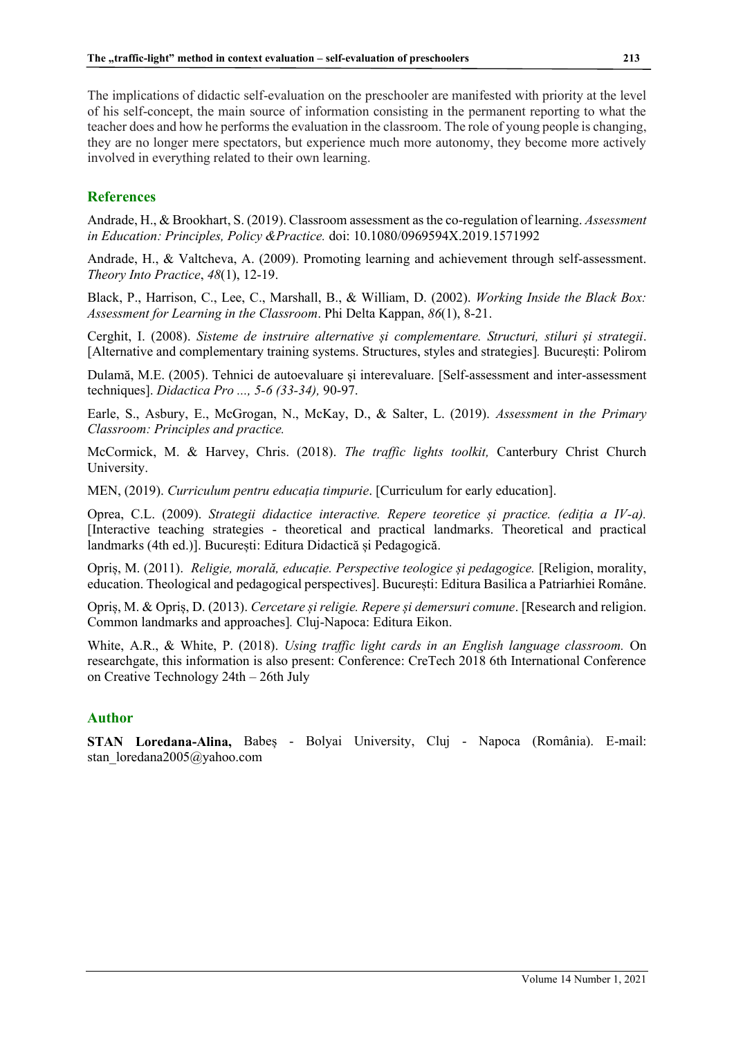The implications of didactic self-evaluation on the preschooler are manifested with priority at the level of his self-concept, the main source of information consisting in the permanent reporting to what the teacher does and how he performs the evaluation in the classroom. The role of young people is changing, they are no longer mere spectators, but experience much more autonomy, they become more actively involved in everything related to their own learning.

## References

Andrade, H., & Brookhart, S. (2019). Classroom assessment as the co-regulation of learning. *Assessment in Education: Principles, Policy &Practice.* doi: 10.1080/0969594X.2019.1571992

Andrade, H., & Valtcheva, A. (2009). Promoting learning and achievement through self-assessment. *Theory Into Practice*, *48*(1), 12-19.

Black, P., Harrison, C., Lee, C., Marshall, B., & William, D. (2002). *Working Inside the Black Box: Assessment for Learning in the Classroom*. Phi Delta Kappan, *86*(1), 8-21.

Cerghit, I. (2008). *Sisteme de instruire alternative și complementare. Structuri, stiluri și strategii*. [Alternative and complementary training systems. Structures, styles and strategies]*.* București: Polirom

Dulamă, M.E. (2005). Tehnici de autoevaluare și interevaluare. [Self-assessment and inter-assessment techniques]. *Didactica Pro ..., 5-6 (33-34),* 90-97.

Earle, S., Asbury, E., McGrogan, N., McKay, D., & Salter, L. (2019). *Assessment in the Primary Classroom: Principles and practice.*

McCormick, M. & Harvey, Chris. (2018). *The traffic lights toolkit,* Canterbury Christ Church University.

MEN, (2019). *Curriculum pentru educația timpurie*. [Curriculum for early education].

Oprea, C.L. (2009). *Strategii didactice interactive. Repere teoretice și practice. (ediția a IV-a).* [Interactive teaching strategies - theoretical and practical landmarks. Theoretical and practical landmarks (4th ed.)]. București: Editura Didactică și Pedagogică.

Opriș, M. (2011). *Religie, morală, educație. Perspective teologice și pedagogice.* [Religion, morality, education. Theological and pedagogical perspectives]. București: Editura Basilica a Patriarhiei Române.

Opriș, M. & Opriș, D. (2013). *Cercetare și religie. Repere și demersuri comune*. [Research and religion. Common landmarks and approaches]*.* Cluj-Napoca: Editura Eikon.

White, A.R., & White, P. (2018). *Using traffic light cards in an English language classroom.* On researchgate, this information is also present: Conference: CreTech 2018 6th International Conference on Creative Technology 24th – 26th July

## Author

**STAN Loredana-Alina,** Babeș - Bolyai University, Cluj - Napoca (România). E-mail: stan_loredana2005@yahoo.com